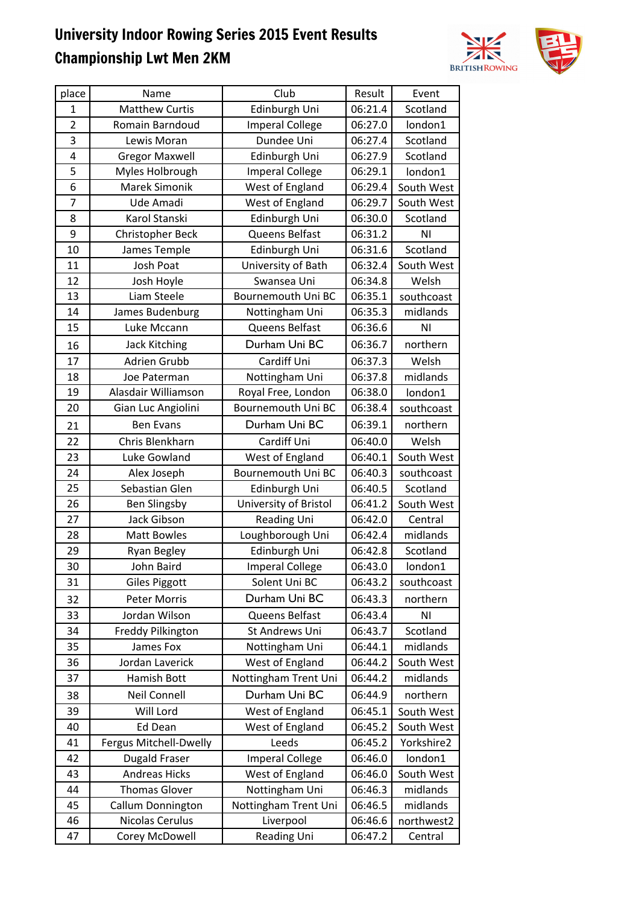# University Indoor Rowing Series 2015 Event Results

## Championship Lwt Men 2KM

| place | Name | Club | Result | Event |
|---|---|---|---|---|
| 1 | Matthew Curtis | Edinburgh Uni | 06:21.4 | Scotland |
| 2 | Romain Barndoud | Imperal College | 06:27.0 | london1 |
| 3 | Lewis Moran | Dundee Uni | 06:27.4 | Scotland |
| 4 | Gregor Maxwell | Edinburgh Uni | 06:27.9 | Scotland |
| 5 | Myles Holbrough | Imperal College | 06:29.1 | london1 |
| 6 | Marek Simonik | West of England | 06:29.4 | South West |
| 7 | Ude Amadi | West of England | 06:29.7 | South West |
| 8 | Karol Stanski | Edinburgh Uni | 06:30.0 | Scotland |
| 9 | Christopher Beck | Queens Belfast | 06:31.2 | NI |
| 10 | James Temple | Edinburgh Uni | 06:31.6 | Scotland |
| 11 | Josh Poat | University of Bath | 06:32.4 | South West |
| 12 | Josh Hoyle | Swansea Uni | 06:34.8 | Welsh |
| 13 | Liam Steele | Bournemouth Uni BC | 06:35.1 | southcoast |
| 14 | James Budenburg | Nottingham Uni | 06:35.3 | midlands |
| 15 | Luke Mccann | Queens Belfast | 06:36.6 | NI |
| 16 | Jack Kitching | Durham Uni BC | 06:36.7 | northern |
| 17 | Adrien Grubb | Cardiff Uni | 06:37.3 | Welsh |
| 18 | Joe Paterman | Nottingham Uni | 06:37.8 | midlands |
| 19 | Alasdair Williamson | Royal Free, London | 06:38.0 | london1 |
| 20 | Gian Luc Angiolini | Bournemouth Uni BC | 06:38.4 | southcoast |
| 21 | Ben Evans | Durham Uni BC | 06:39.1 | northern |
| 22 | Chris Blenkharn | Cardiff Uni | 06:40.0 | Welsh |
| 23 | Luke Gowland | West of England | 06:40.1 | South West |
| 24 | Alex Joseph | Bournemouth Uni BC | 06:40.3 | southcoast |
| 25 | Sebastian Glen | Edinburgh Uni | 06:40.5 | Scotland |
| 26 | Ben Slingsby | University of Bristol | 06:41.2 | South West |
| 27 | Jack Gibson | Reading Uni | 06:42.0 | Central |
| 28 | Matt Bowles | Loughborough Uni | 06:42.4 | midlands |
| 29 | Ryan Begley | Edinburgh Uni | 06:42.8 | Scotland |
| 30 | John Baird | Imperal College | 06:43.0 | london1 |
| 31 | Giles Piggott | Solent Uni BC | 06:43.2 | southcoast |
| 32 | Peter Morris | Durham Uni BC | 06:43.3 | northern |
| 33 | Jordan Wilson | Queens Belfast | 06:43.4 | NI |
| 34 | Freddy Pilkington | St Andrews Uni | 06:43.7 | Scotland |
| 35 | James Fox | Nottingham Uni | 06:44.1 | midlands |
| 36 | Jordan Laverick | West of England | 06:44.2 | South West |
| 37 | Hamish Bott | Nottingham Trent Uni | 06:44.2 | midlands |
| 38 | Neil Connell | Durham Uni BC | 06:44.9 | northern |
| 39 | Will Lord | West of England | 06:45.1 | South West |
| 40 | Ed Dean | West of England | 06:45.2 | South West |
| 41 | Fergus Mitchell-Dwelly | Leeds | 06:45.2 | Yorkshire2 |
| 42 | Dugald Fraser | Imperal College | 06:46.0 | london1 |
| 43 | Andreas Hicks | West of England | 06:46.0 | South West |
| 44 | Thomas Glover | Nottingham Uni | 06:46.3 | midlands |
| 45 | Callum Donnington | Nottingham Trent Uni | 06:46.5 | midlands |
| 46 | Nicolas Cerulus | Liverpool | 06:46.6 | northwest2 |
| 47 | Corey McDowell | Reading Uni | 06:47.2 | Central |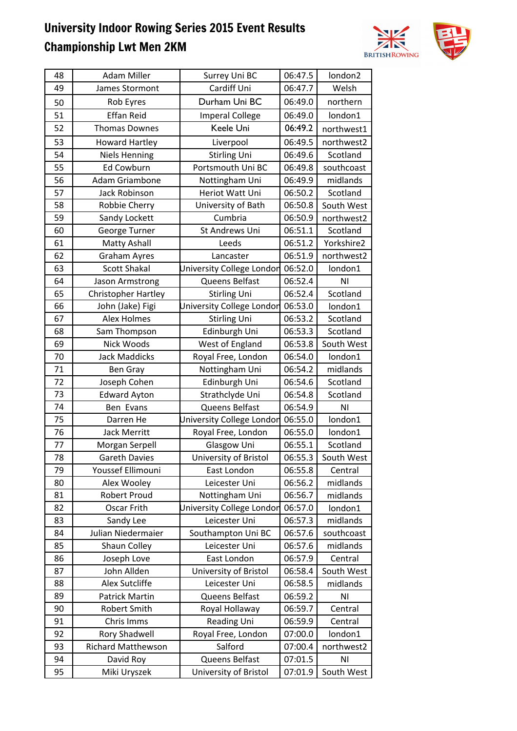# University Indoor Rowing Series 2015 Event Results
## Championship Lwt Men 2KM

| | | | | |
|---|---|---|---|---|
| 48 | Adam Miller | Surrey Uni BC | 06:47.5 | london2 |
| 49 | James Stormont | Cardiff Uni | 06:47.7 | Welsh |
| 50 | Rob Eyres | Durham Uni BC | 06:49.0 | northern |
| 51 | Effan Reid | Imperal College | 06:49.0 | london1 |
| 52 | Thomas Downes | Keele Uni | 06:49.2 | northwest1 |
| 53 | Howard Hartley | Liverpool | 06:49.5 | northwest2 |
| 54 | Niels Henning | Stirling Uni | 06:49.6 | Scotland |
| 55 | Ed Cowburn | Portsmouth Uni BC | 06:49.8 | southcoast |
| 56 | Adam Griambone | Nottingham Uni | 06:49.9 | midlands |
| 57 | Jack Robinson | Heriot Watt Uni | 06:50.2 | Scotland |
| 58 | Robbie Cherry | University of Bath | 06:50.8 | South West |
| 59 | Sandy Lockett | Cumbria | 06:50.9 | northwest2 |
| 60 | George Turner | St Andrews Uni | 06:51.1 | Scotland |
| 61 | Matty Ashall | Leeds | 06:51.2 | Yorkshire2 |
| 62 | Graham Ayres | Lancaster | 06:51.9 | northwest2 |
| 63 | Scott Shakal | University College London | 06:52.0 | london1 |
| 64 | Jason Armstrong | Queens Belfast | 06:52.4 | NI |
| 65 | Christopher Hartley | Stirling Uni | 06:52.4 | Scotland |
| 66 | John (Jake) Figi | University College London | 06:53.0 | london1 |
| 67 | Alex Holmes | Stirling Uni | 06:53.2 | Scotland |
| 68 | Sam Thompson | Edinburgh Uni | 06:53.3 | Scotland |
| 69 | Nick Woods | West of England | 06:53.8 | South West |
| 70 | Jack Maddicks | Royal Free, London | 06:54.0 | london1 |
| 71 | Ben Gray | Nottingham Uni | 06:54.2 | midlands |
| 72 | Joseph Cohen | Edinburgh Uni | 06:54.6 | Scotland |
| 73 | Edward Ayton | Strathclyde Uni | 06:54.8 | Scotland |
| 74 | Ben Evans | Queens Belfast | 06:54.9 | NI |
| 75 | Darren He | University College London | 06:55.0 | london1 |
| 76 | Jack Merritt | Royal Free, London | 06:55.0 | london1 |
| 77 | Morgan Serpell | Glasgow Uni | 06:55.1 | Scotland |
| 78 | Gareth Davies | University of Bristol | 06:55.3 | South West |
| 79 | Youssef Ellimouni | East London | 06:55.8 | Central |
| 80 | Alex Wooley | Leicester Uni | 06:56.2 | midlands |
| 81 | Robert Proud | Nottingham Uni | 06:56.7 | midlands |
| 82 | Oscar Frith | University College London | 06:57.0 | london1 |
| 83 | Sandy Lee | Leicester Uni | 06:57.3 | midlands |
| 84 | Julian Niedermaier | Southampton Uni BC | 06:57.6 | southcoast |
| 85 | Shaun Colley | Leicester Uni | 06:57.6 | midlands |
| 86 | Joseph Love | East London | 06:57.9 | Central |
| 87 | John Allden | University of Bristol | 06:58.4 | South West |
| 88 | Alex Sutcliffe | Leicester Uni | 06:58.5 | midlands |
| 89 | Patrick Martin | Queens Belfast | 06:59.2 | NI |
| 90 | Robert Smith | Royal Hollaway | 06:59.7 | Central |
| 91 | Chris Imms | Reading Uni | 06:59.9 | Central |
| 92 | Rory Shadwell | Royal Free, London | 07:00.0 | london1 |
| 93 | Richard Matthewson | Salford | 07:00.4 | northwest2 |
| 94 | David Roy | Queens Belfast | 07:01.5 | NI |
| 95 | Miki Uryszek | University of Bristol | 07:01.9 | South West |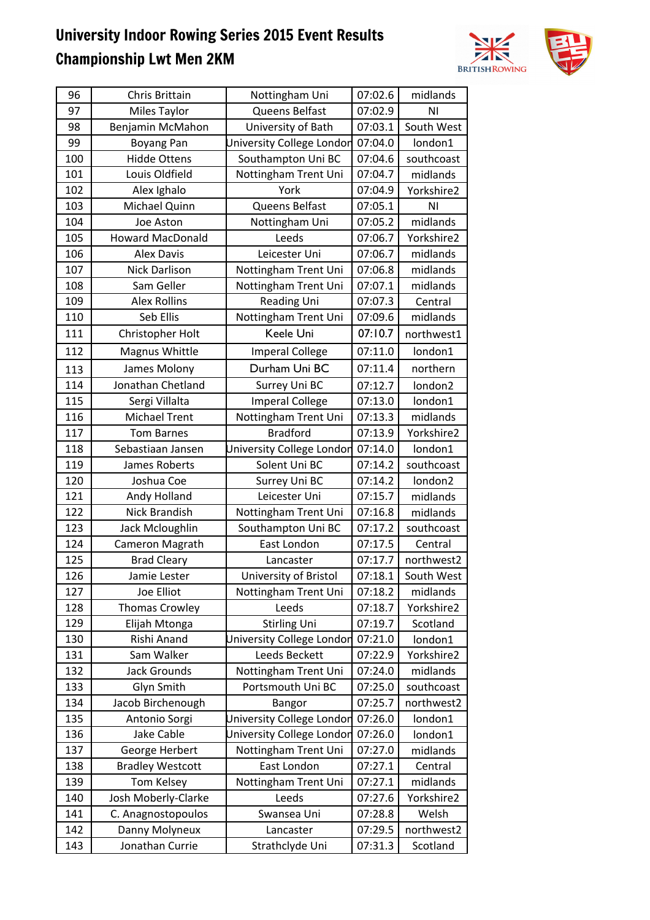# University Indoor Rowing Series 2015 Event Results
## Championship Lwt Men 2KM

| | | | | |
|---|---|---|---|---|
| 96 | Chris Brittain | Nottingham Uni | 07:02.6 | midlands |
| 97 | Miles Taylor | Queens Belfast | 07:02.9 | NI |
| 98 | Benjamin McMahon | University of Bath | 07:03.1 | South West |
| 99 | Boyang Pan | University College London | 07:04.0 | london1 |
| 100 | Hidde Ottens | Southampton Uni BC | 07:04.6 | southcoast |
| 101 | Louis Oldfield | Nottingham Trent Uni | 07:04.7 | midlands |
| 102 | Alex Ighalo | York | 07:04.9 | Yorkshire2 |
| 103 | Michael Quinn | Queens Belfast | 07:05.1 | NI |
| 104 | Joe Aston | Nottingham Uni | 07:05.2 | midlands |
| 105 | Howard MacDonald | Leeds | 07:06.7 | Yorkshire2 |
| 106 | Alex Davis | Leicester Uni | 07:06.7 | midlands |
| 107 | Nick Darlison | Nottingham Trent Uni | 07:06.8 | midlands |
| 108 | Sam Geller | Nottingham Trent Uni | 07:07.1 | midlands |
| 109 | Alex Rollins | Reading Uni | 07:07.3 | Central |
| 110 | Seb Ellis | Nottingham Trent Uni | 07:09.6 | midlands |
| 111 | Christopher Holt | Keele Uni | 07:10.7 | northwest1 |
| 112 | Magnus Whittle | Imperal College | 07:11.0 | london1 |
| 113 | James Molony | Durham Uni BC | 07:11.4 | northern |
| 114 | Jonathan Chetland | Surrey Uni BC | 07:12.7 | london2 |
| 115 | Sergi Villalta | Imperal College | 07:13.0 | london1 |
| 116 | Michael Trent | Nottingham Trent Uni | 07:13.3 | midlands |
| 117 | Tom Barnes | Bradford | 07:13.9 | Yorkshire2 |
| 118 | Sebastiaan Jansen | University College London | 07:14.0 | london1 |
| 119 | James Roberts | Solent Uni BC | 07:14.2 | southcoast |
| 120 | Joshua Coe | Surrey Uni BC | 07:14.2 | london2 |
| 121 | Andy Holland | Leicester Uni | 07:15.7 | midlands |
| 122 | Nick Brandish | Nottingham Trent Uni | 07:16.8 | midlands |
| 123 | Jack Mcloughlin | Southampton Uni BC | 07:17.2 | southcoast |
| 124 | Cameron Magrath | East London | 07:17.5 | Central |
| 125 | Brad Cleary | Lancaster | 07:17.7 | northwest2 |
| 126 | Jamie Lester | University of Bristol | 07:18.1 | South West |
| 127 | Joe Elliot | Nottingham Trent Uni | 07:18.2 | midlands |
| 128 | Thomas Crowley | Leeds | 07:18.7 | Yorkshire2 |
| 129 | Elijah Mtonga | Stirling Uni | 07:19.7 | Scotland |
| 130 | Rishi Anand | University College London | 07:21.0 | london1 |
| 131 | Sam Walker | Leeds Beckett | 07:22.9 | Yorkshire2 |
| 132 | Jack Grounds | Nottingham Trent Uni | 07:24.0 | midlands |
| 133 | Glyn Smith | Portsmouth Uni BC | 07:25.0 | southcoast |
| 134 | Jacob Birchenough | Bangor | 07:25.7 | northwest2 |
| 135 | Antonio Sorgi | University College London | 07:26.0 | london1 |
| 136 | Jake Cable | University College London | 07:26.0 | london1 |
| 137 | George Herbert | Nottingham Trent Uni | 07:27.0 | midlands |
| 138 | Bradley Westcott | East London | 07:27.1 | Central |
| 139 | Tom Kelsey | Nottingham Trent Uni | 07:27.1 | midlands |
| 140 | Josh Moberly-Clarke | Leeds | 07:27.6 | Yorkshire2 |
| 141 | C. Anagnostopoulos | Swansea Uni | 07:28.8 | Welsh |
| 142 | Danny Molyneux | Lancaster | 07:29.5 | northwest2 |
| 143 | Jonathan Currie | Strathclyde Uni | 07:31.3 | Scotland |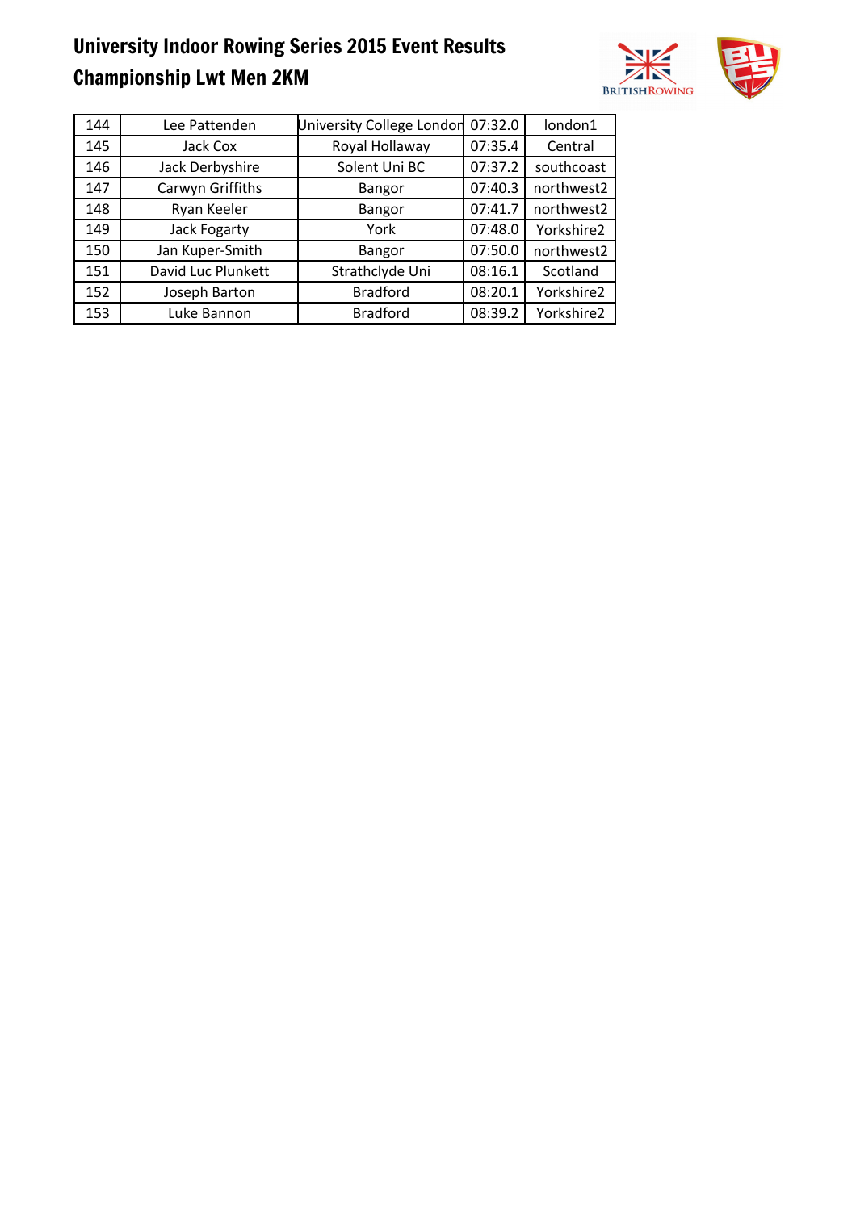# University Indoor Rowing Series 2015 Event Results
## Championship Lwt Men 2KM

| | | | | |
|---|---|---|---|---|
| 144 | Lee Pattenden | University College London | 07:32.0 | london1 |
| 145 | Jack Cox | Royal Hollaway | 07:35.4 | Central |
| 146 | Jack Derbyshire | Solent Uni BC | 07:37.2 | southcoast |
| 147 | Carwyn Griffiths | Bangor | 07:40.3 | northwest2 |
| 148 | Ryan Keeler | Bangor | 07:41.7 | northwest2 |
| 149 | Jack Fogarty | York | 07:48.0 | Yorkshire2 |
| 150 | Jan Kuper-Smith | Bangor | 07:50.0 | northwest2 |
| 151 | David Luc Plunkett | Strathclyde Uni | 08:16.1 | Scotland |
| 152 | Joseph Barton | Bradford | 08:20.1 | Yorkshire2 |
| 153 | Luke Bannon | Bradford | 08:39.2 | Yorkshire2 |